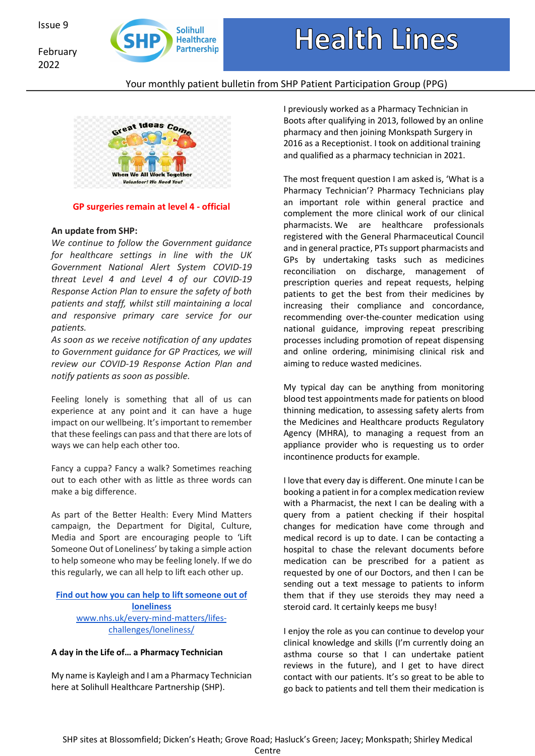Issue 9

February 2022

Solihull Healthcare Partnership

# Health Lines

Your monthly patient bulletin from SHP Patient Participation Group (PPG)

Great Ideas Come When We All Work Together
Volunteer! We Need You!

**GP surgeries remain at level 4 - official**

**An update from SHP:**

*We continue to follow the Government guidance for healthcare settings in line with the UK Government National Alert System COVID-19 threat Level 4 and Level 4 of our COVID-19 Response Action Plan to ensure the safety of both patients and staff, whilst still maintaining a local and responsive primary care service for our patients.*

*As soon as we receive notification of any updates to Government guidance for GP Practices, we will review our COVID-19 Response Action Plan and notify patients as soon as possible.*

Feeling lonely is something that all of us can experience at any point and it can have a huge impact on our wellbeing. It's important to remember that these feelings can pass and that there are lots of ways we can help each other too.

Fancy a cuppa? Fancy a walk? Sometimes reaching out to each other with as little as three words can make a big difference.

As part of the Better Health: Every Mind Matters campaign, the Department for Digital, Culture, Media and Sport are encouraging people to 'Lift Someone Out of Loneliness' by taking a simple action to help someone who may be feeling lonely. If we do this regularly, we can all help to lift each other up.

**Find out how you can help to lift someone out of loneliness**
www.nhs.uk/every-mind-matters/lifes-challenges/loneliness/

**A day in the Life of… a Pharmacy Technician**

My name is Kayleigh and I am a Pharmacy Technician here at Solihull Healthcare Partnership (SHP).

I previously worked as a Pharmacy Technician in Boots after qualifying in 2013, followed by an online pharmacy and then joining Monkspath Surgery in 2016 as a Receptionist. I took on additional training and qualified as a pharmacy technician in 2021.

The most frequent question I am asked is, 'What is a Pharmacy Technician'? Pharmacy Technicians play an important role within general practice and complement the more clinical work of our clinical pharmacists. We are healthcare professionals registered with the General Pharmaceutical Council and in general practice, PTs support pharmacists and GPs by undertaking tasks such as medicines reconciliation on discharge, management of prescription queries and repeat requests, helping patients to get the best from their medicines by increasing their compliance and concordance, recommending over-the-counter medication using national guidance, improving repeat prescribing processes including promotion of repeat dispensing and online ordering, minimising clinical risk and aiming to reduce wasted medicines.

My typical day can be anything from monitoring blood test appointments made for patients on blood thinning medication, to assessing safety alerts from the Medicines and Healthcare products Regulatory Agency (MHRA), to managing a request from an appliance provider who is requesting us to order incontinence products for example.

I love that every day is different. One minute I can be booking a patient in for a complex medication review with a Pharmacist, the next I can be dealing with a query from a patient checking if their hospital changes for medication have come through and medical record is up to date. I can be contacting a hospital to chase the relevant documents before medication can be prescribed for a patient as requested by one of our Doctors, and then I can be sending out a text message to patients to inform them that if they use steroids they may need a steroid card. It certainly keeps me busy!

I enjoy the role as you can continue to develop your clinical knowledge and skills (I'm currently doing an asthma course so that I can undertake patient reviews in the future), and I get to have direct contact with our patients. It's so great to be able to go back to patients and tell them their medication is

SHP sites at Blossomfield; Dicken's Heath; Grove Road; Hasluck's Green; Jacey; Monkspath; Shirley Medical Centre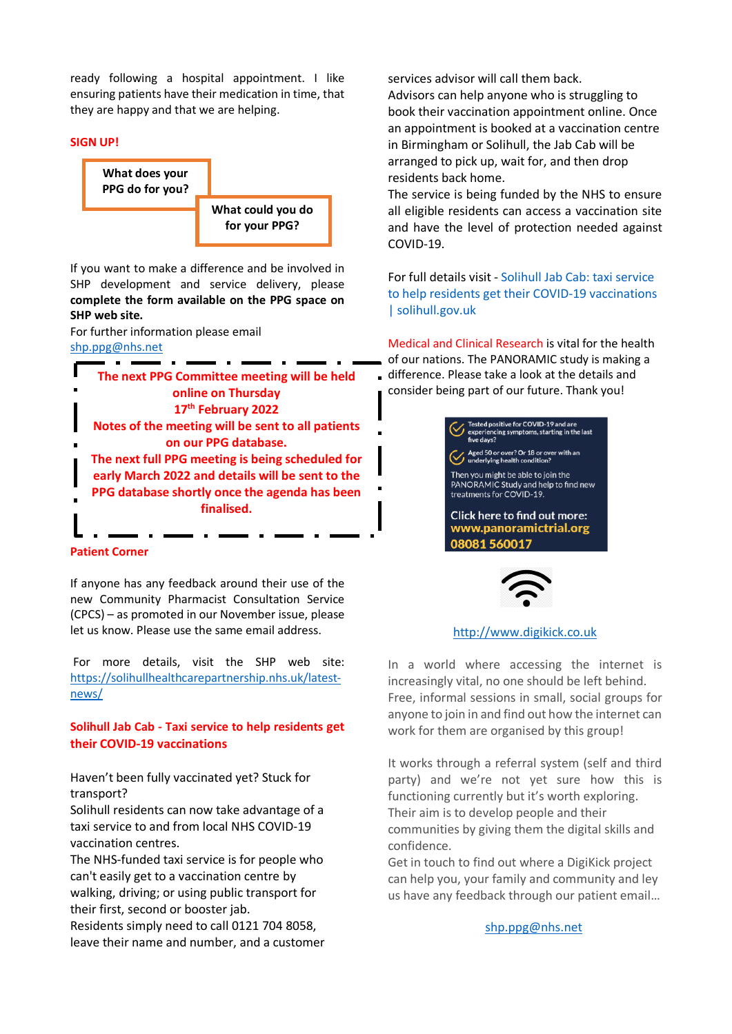ready following a hospital appointment. I like ensuring patients have their medication in time, that they are happy and that we are helping.

**SIGN UP!**

**What does your PPG do for you?**

**What could you do for your PPG?**

If you want to make a difference and be involved in SHP development and service delivery, please **complete the form available on the PPG space on SHP web site.**

For further information please email [shp.ppg@nhs.net](mailto:shp.ppg@nhs.net)

**The next PPG Committee meeting will be held online on Thursday 17th February 2022**
**Notes of the meeting will be sent to all patients on our PPG database.**
**The next full PPG meeting is being scheduled for early March 2022 and details will be sent to the PPG database shortly once the agenda has been finalised.**

**Patient Corner**

If anyone has any feedback around their use of the new Community Pharmacist Consultation Service (CPCS) – as promoted in our November issue, please let us know. Please use the same email address.

For more details, visit the SHP web site: [https://solihullhealthcarepartnership.nhs.uk/latest-news/](https://solihullhealthcarepartnership.nhs.uk/latest-news/)

**Solihull Jab Cab - Taxi service to help residents get their COVID-19 vaccinations**

Haven't been fully vaccinated yet? Stuck for transport?
Solihull residents can now take advantage of a taxi service to and from local NHS COVID-19 vaccination centres.
The NHS-funded taxi service is for people who can't easily get to a vaccination centre by walking, driving; or using public transport for their first, second or booster jab.
Residents simply need to call 0121 704 8058, leave their name and number, and a customer services advisor will call them back.
Advisors can help anyone who is struggling to book their vaccination appointment online. Once an appointment is booked at a vaccination centre in Birmingham or Solihull, the Jab Cab will be arranged to pick up, wait for, and then drop residents back home.
The service is being funded by the NHS to ensure all eligible residents can access a vaccination site and have the level of protection needed against COVID-19.

For full details visit - Solihull Jab Cab: taxi service to help residents get their COVID-19 vaccinations | solihull.gov.uk

Medical and Clinical Research is vital for the health of our nations. The PANORAMIC study is making a difference. Please take a look at the details and consider being part of our future. Thank you!

Tested positive for COVID-19 and are experiencing symptoms, starting in the last five days?
Aged 50 or over? Or 18 or over with an underlying health condition?
Then you might be able to join the PANORAMIC Study and help to find new treatments for COVID-19.
Click here to find out more:
**www.panoramictrial.org**
**08081 560017**

[http://www.digikick.co.uk](http://www.digikick.co.uk)

In a world where accessing the internet is increasingly vital, no one should be left behind. Free, informal sessions in small, social groups for anyone to join in and find out how the internet can work for them are organised by this group!

It works through a referral system (self and third party) and we're not yet sure how this is functioning currently but it's worth exploring. Their aim is to develop people and their communities by giving them the digital skills and confidence.
Get in touch to find out where a DigiKick project can help you, your family and community and ley us have any feedback through our patient email…

[shp.ppg@nhs.net](mailto:shp.ppg@nhs.net)